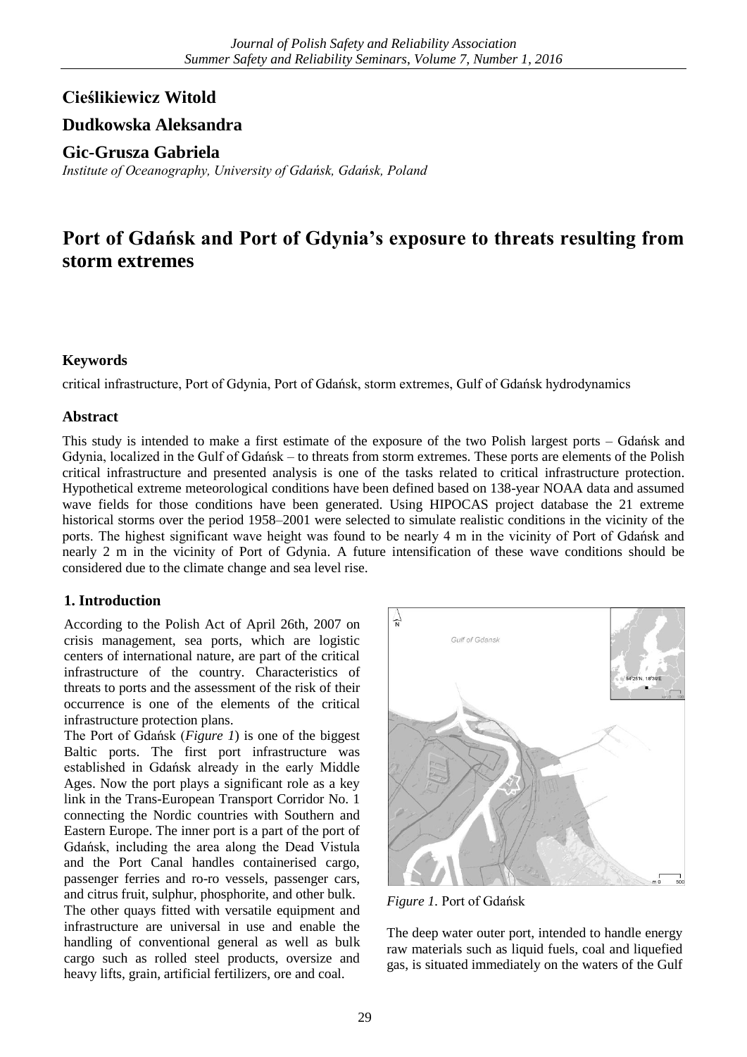**Cieślikiewicz Witold**

**Dudkowska Aleksandra**

**Gic-Grusza Gabriela**

*Institute of Oceanography, University of Gdańsk, Gdańsk, Poland*

# Port of Gdańsk and Port of Gdynia's exposure to threats resulting from storm extremes

### Keywords

critical infrastructure, Port of Gdynia, Port of Gdańsk, storm extremes, Gulf of Gdańsk hydrodynamics

### Abstract

This study is intended to make a first estimate of the exposure of the two Polish largest ports – Gdańsk and Gdynia, localized in the Gulf of Gdańsk – to threats from storm extremes. These ports are elements of the Polish critical infrastructure and presented analysis is one of the tasks related to critical infrastructure protection. Hypothetical extreme meteorological conditions have been defined based on 138-year NOAA data and assumed wave fields for those conditions have been generated. Using HIPOCAS project database the 21 extreme historical storms over the period 1958–2001 were selected to simulate realistic conditions in the vicinity of the ports. The highest significant wave height was found to be nearly 4 m in the vicinity of Port of Gdańsk and nearly 2 m in the vicinity of Port of Gdynia. A future intensification of these wave conditions should be considered due to the climate change and sea level rise.

## 1. Introduction

According to the Polish Act of April 26th, 2007 on crisis management, sea ports, which are logistic centers of international nature, are part of the critical infrastructure of the country. Characteristics of threats to ports and the assessment of the risk of their occurrence is one of the elements of the critical infrastructure protection plans.

The Port of Gdańsk (*Figure 1*) is one of the biggest Baltic ports. The first port infrastructure was established in Gdańsk already in the early Middle Ages. Now the port plays a significant role as a key link in the Trans-European Transport Corridor No. 1 connecting the Nordic countries with Southern and Eastern Europe. The inner port is a part of the port of Gdańsk, including the area along the Dead Vistula and the Port Canal handles containerised cargo, passenger ferries and ro-ro vessels, passenger cars, and citrus fruit, sulphur, phosphorite, and other bulk. The other quays fitted with versatile equipment and infrastructure are universal in use and enable the handling of conventional general as well as bulk cargo such as rolled steel products, oversize and heavy lifts, grain, artificial fertilizers, ore and coal.

*Figure 1.* Port of Gdańsk

The deep water outer port, intended to handle energy raw materials such as liquid fuels, coal and liquefied gas, is situated immediately on the waters of the Gulf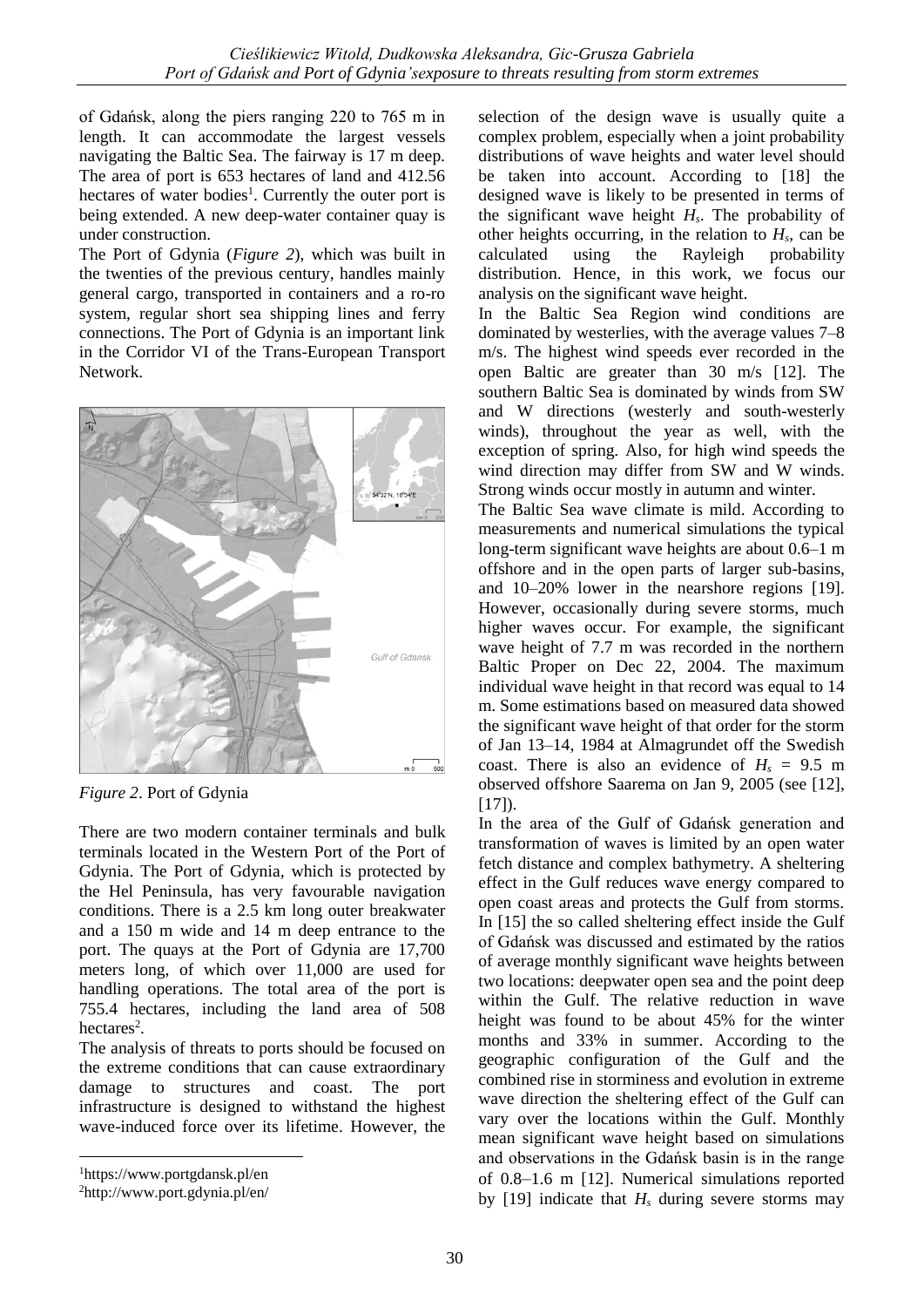of Gdańsk, along the piers ranging 220 to 765 m in length. It can accommodate the largest vessels navigating the Baltic Sea. The fairway is 17 m deep. The area of port is 653 hectares of land and 412.56 hectares of water bodies[1]. Currently the outer port is being extended. A new deep-water container quay is under construction.

The Port of Gdynia (*Figure 2*), which was built in the twenties of the previous century, handles mainly general cargo, transported in containers and a ro-ro system, regular short sea shipping lines and ferry connections. The Port of Gdynia is an important link in the Corridor VI of the Trans-European Transport Network.

*Figure 2*. Port of Gdynia

There are two modern container terminals and bulk terminals located in the Western Port of the Port of Gdynia. The Port of Gdynia, which is protected by the Hel Peninsula, has very favourable navigation conditions. There is a 2.5 km long outer breakwater and a 150 m wide and 14 m deep entrance to the port. The quays at the Port of Gdynia are 17,700 meters long, of which over 11,000 are used for handling operations. The total area of the port is 755.4 hectares, including the land area of 508 hectares[2].

The analysis of threats to ports should be focused on the extreme conditions that can cause extraordinary damage to structures and coast. The port infrastructure is designed to withstand the highest wave-induced force over its lifetime. However, the selection of the design wave is usually quite a complex problem, especially when a joint probability distributions of wave heights and water level should be taken into account. According to [18] the designed wave is likely to be presented in terms of the significant wave height $H_s$. The probability of other heights occurring, in the relation to $H_s$, can be calculated using the Rayleigh probability distribution. Hence, in this work, we focus our analysis on the significant wave height.

In the Baltic Sea Region wind conditions are dominated by westerlies, with the average values 7–8 m/s. The highest wind speeds ever recorded in the open Baltic are greater than 30 m/s [12]. The southern Baltic Sea is dominated by winds from SW and W directions (westerly and south-westerly winds), throughout the year as well, with the exception of spring. Also, for high wind speeds the wind direction may differ from SW and W winds. Strong winds occur mostly in autumn and winter.

The Baltic Sea wave climate is mild. According to measurements and numerical simulations the typical long-term significant wave heights are about 0.6–1 m offshore and in the open parts of larger sub-basins, and 10–20% lower in the nearshore regions [19]. However, occasionally during severe storms, much higher waves occur. For example, the significant wave height of 7.7 m was recorded in the northern Baltic Proper on Dec 22, 2004. The maximum individual wave height in that record was equal to 14 m. Some estimations based on measured data showed the significant wave height of that order for the storm of Jan 13–14, 1984 at Almagrundet off the Swedish coast. There is also an evidence of $H_s$ = 9.5 m observed offshore Saarema on Jan 9, 2005 (see [12], [17]).

In the area of the Gulf of Gdańsk generation and transformation of waves is limited by an open water fetch distance and complex bathymetry. A sheltering effect in the Gulf reduces wave energy compared to open coast areas and protects the Gulf from storms. In [15] the so called sheltering effect inside the Gulf of Gdańsk was discussed and estimated by the ratios of average monthly significant wave heights between two locations: deepwater open sea and the point deep within the Gulf. The relative reduction in wave height was found to be about 45% for the winter months and 33% in summer. According to the geographic configuration of the Gulf and the combined rise in storminess and evolution in extreme wave direction the sheltering effect of the Gulf can vary over the locations within the Gulf. Monthly mean significant wave height based on simulations and observations in the Gdańsk basin is in the range of 0.8–1.6 m [12]. Numerical simulations reported by [19] indicate that $H_s$ during severe storms may

[1] https://www.portgdansk.pl/en

[2] http://www.port.gdynia.pl/en/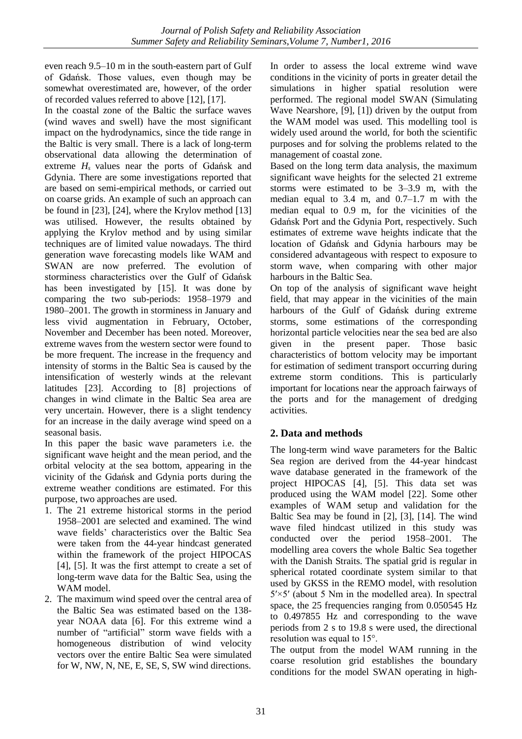even reach 9.5–10 m in the south-eastern part of Gulf of Gdańsk. Those values, even though may be somewhat overestimated are, however, of the order of recorded values referred to above [12], [17].

In the coastal zone of the Baltic the surface waves (wind waves and swell) have the most significant impact on the hydrodynamics, since the tide range in the Baltic is very small. There is a lack of long-term observational data allowing the determination of extreme $H_s$ values near the ports of Gdańsk and Gdynia. There are some investigations reported that are based on semi-empirical methods, or carried out on coarse grids. An example of such an approach can be found in [23], [24], where the Krylov method [13] was utilised. However, the results obtained by applying the Krylov method and by using similar techniques are of limited value nowadays. The third generation wave forecasting models like WAM and SWAN are now preferred. The evolution of storminess characteristics over the Gulf of Gdańsk has been investigated by [15]. It was done by comparing the two sub-periods: 1958–1979 and 1980–2001. The growth in storminess in January and less vivid augmentation in February, October, November and December has been noted. Moreover, extreme waves from the western sector were found to be more frequent. The increase in the frequency and intensity of storms in the Baltic Sea is caused by the intensification of westerly winds at the relevant latitudes [23]. According to [8] projections of changes in wind climate in the Baltic Sea area are very uncertain. However, there is a slight tendency for an increase in the daily average wind speed on a seasonal basis.

In this paper the basic wave parameters i.e. the significant wave height and the mean period, and the orbital velocity at the sea bottom, appearing in the vicinity of the Gdańsk and Gdynia ports during the extreme weather conditions are estimated. For this purpose, two approaches are used.

1. The 21 extreme historical storms in the period 1958–2001 are selected and examined. The wind wave fields' characteristics over the Baltic Sea were taken from the 44-year hindcast generated within the framework of the project HIPOCAS [4], [5]. It was the first attempt to create a set of long-term wave data for the Baltic Sea, using the WAM model.
2. The maximum wind speed over the central area of the Baltic Sea was estimated based on the 138-year NOAA data [6]. For this extreme wind a number of "artificial" storm wave fields with a homogeneous distribution of wind velocity vectors over the entire Baltic Sea were simulated for W, NW, N, NE, E, SE, S, SW wind directions.

In order to assess the local extreme wind wave conditions in the vicinity of ports in greater detail the simulations in higher spatial resolution were performed. The regional model SWAN (Simulating Wave Nearshore, [9], [1]) driven by the output from the WAM model was used. This modelling tool is widely used around the world, for both the scientific purposes and for solving the problems related to the management of coastal zone.

Based on the long term data analysis, the maximum significant wave heights for the selected 21 extreme storms were estimated to be 3–3.9 m, with the median equal to 3.4 m, and 0.7–1.7 m with the median equal to 0.9 m, for the vicinities of the Gdańsk Port and the Gdynia Port, respectively. Such estimates of extreme wave heights indicate that the location of Gdańsk and Gdynia harbours may be considered advantageous with respect to exposure to storm wave, when comparing with other major harbours in the Baltic Sea.

On top of the analysis of significant wave height field, that may appear in the vicinities of the main harbours of the Gulf of Gdańsk during extreme storms, some estimations of the corresponding horizontal particle velocities near the sea bed are also given in the present paper. Those basic characteristics of bottom velocity may be important for estimation of sediment transport occurring during extreme storm conditions. This is particularly important for locations near the approach fairways of the ports and for the management of dredging activities.

## 2. Data and methods

The long-term wind wave parameters for the Baltic Sea region are derived from the 44-year hindcast wave database generated in the framework of the project HIPOCAS [4], [5]. This data set was produced using the WAM model [22]. Some other examples of WAM setup and validation for the Baltic Sea may be found in [2], [3], [14]. The wind wave filed hindcast utilized in this study was conducted over the period 1958–2001. The modelling area covers the whole Baltic Sea together with the Danish Straits. The spatial grid is regular in spherical rotated coordinate system similar to that used by GKSS in the REMO model, with resolution $5' \times 5'$ (about 5 Nm in the modelled area). In spectral space, the 25 frequencies ranging from 0.050545 Hz to 0.497855 Hz and corresponding to the wave periods from 2 s to 19.8 s were used, the directional resolution was equal to 15°.

The output from the model WAM running in the coarse resolution grid establishes the boundary conditions for the model SWAN operating in high-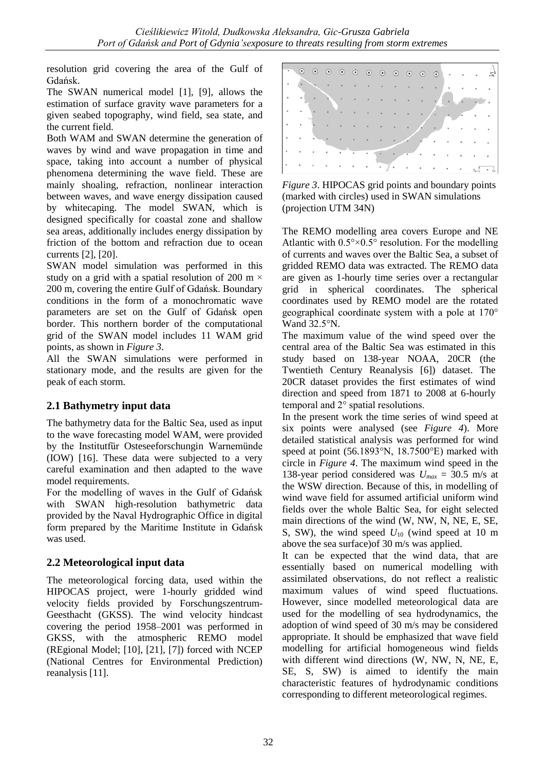resolution grid covering the area of the Gulf of Gdańsk.

The SWAN numerical model [1], [9], allows the estimation of surface gravity wave parameters for a given seabed topography, wind field, sea state, and the current field.

Both WAM and SWAN determine the generation of waves by wind and wave propagation in time and space, taking into account a number of physical phenomena determining the wave field. These are mainly shoaling, refraction, nonlinear interaction between waves, and wave energy dissipation caused by whitecaping. The model SWAN, which is designed specifically for coastal zone and shallow sea areas, additionally includes energy dissipation by friction of the bottom and refraction due to ocean currents [2], [20].

SWAN model simulation was performed in this study on a grid with a spatial resolution of 200 m × 200 m, covering the entire Gulf of Gdańsk. Boundary conditions in the form of a monochromatic wave parameters are set on the Gulf of Gdańsk open border. This northern border of the computational grid of the SWAN model includes 11 WAM grid points, as shown in *Figure 3*.

All the SWAN simulations were performed in stationary mode, and the results are given for the peak of each storm.

## 2.1 Bathymetry input data

The bathymetry data for the Baltic Sea, used as input to the wave forecasting model WAM, were provided by the Institutfür Osteseeforschungin Warnemünde (IOW) [16]. These data were subjected to a very careful examination and then adapted to the wave model requirements.

For the modelling of waves in the Gulf of Gdańsk with SWAN high-resolution bathymetric data provided by the Naval Hydrographic Office in digital form prepared by the Maritime Institute in Gdańsk was used.

## 2.2 Meteorological input data

The meteorological forcing data, used within the HIPOCAS project, were 1-hourly gridded wind velocity fields provided by Forschungszentrum-Geesthacht (GKSS). The wind velocity hindcast covering the period 1958–2001 was performed in GKSS, with the atmospheric REMO model (REgional Model; [10], [21], [7]) forced with NCEP (National Centres for Environmental Prediction) reanalysis [11].

*Figure 3*. HIPOCAS grid points and boundary points (marked with circles) used in SWAN simulations (projection UTM 34N)

The REMO modelling area covers Europe and NE Atlantic with 0.5°×0.5° resolution. For the modelling of currents and waves over the Baltic Sea, a subset of gridded REMO data was extracted. The REMO data are given as 1-hourly time series over a rectangular grid in spherical coordinates. The spherical coordinates used by REMO model are the rotated geographical coordinate system with a pole at 170° Wand 32.5°N.

The maximum value of the wind speed over the central area of the Baltic Sea was estimated in this study based on 138-year NOAA, 20CR (the Twentieth Century Reanalysis [6]) dataset. The 20CR dataset provides the first estimates of wind direction and speed from 1871 to 2008 at 6-hourly temporal and 2° spatial resolutions.

In the present work the time series of wind speed at six points were analysed (see *Figure 4*). More detailed statistical analysis was performed for wind speed at point (56.1893°N, 18.7500°E) marked with circle in *Figure 4*. The maximum wind speed in the 138-year period considered was $U_{max}$ = 30.5 m/s at the WSW direction. Because of this, in modelling of wind wave field for assumed artificial uniform wind fields over the whole Baltic Sea, for eight selected main directions of the wind (W, NW, N, NE, E, SE, S, SW), the wind speed $U_{10}$ (wind speed at 10 m above the sea surface)of 30 m/s was applied.

It can be expected that the wind data, that are essentially based on numerical modelling with assimilated observations, do not reflect a realistic maximum values of wind speed fluctuations. However, since modelled meteorological data are used for the modelling of sea hydrodynamics, the adoption of wind speed of 30 m/s may be considered appropriate. It should be emphasized that wave field modelling for artificial homogeneous wind fields with different wind directions (W, NW, N, NE, E, SE, S, SW) is aimed to identify the main characteristic features of hydrodynamic conditions corresponding to different meteorological regimes.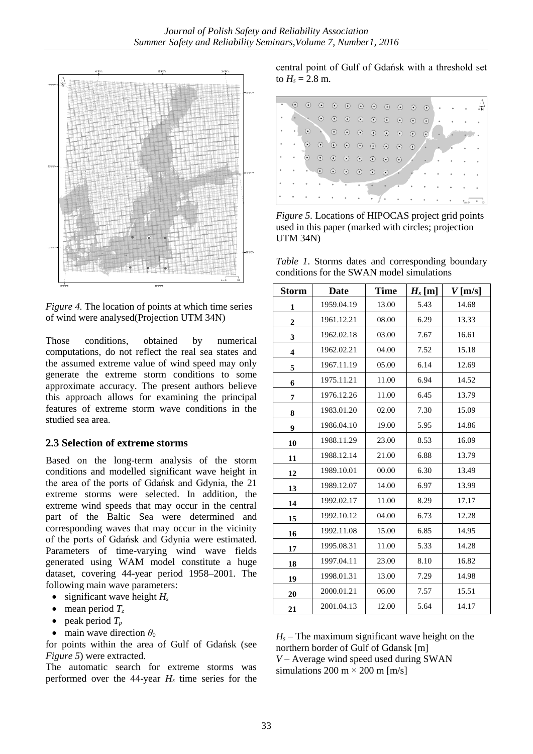*Figure 4.* The location of points at which time series of wind were analysed(Projection UTM 34N)

Those conditions, obtained by numerical computations, do not reflect the real sea states and the assumed extreme value of wind speed may only generate the extreme storm conditions to some approximate accuracy. The present authors believe this approach allows for examining the principal features of extreme storm wave conditions in the studied sea area.

### 2.3 Selection of extreme storms

Based on the long-term analysis of the storm conditions and modelled significant wave height in the area of the ports of Gdańsk and Gdynia, the 21 extreme storms were selected. In addition, the extreme wind speeds that may occur in the central part of the Baltic Sea were determined and corresponding waves that may occur in the vicinity of the ports of Gdańsk and Gdynia were estimated. Parameters of time-varying wind wave fields generated using WAM model constitute a huge dataset, covering 44-year period 1958–2001. The following main wave parameters:

- significant wave height $H_s$
- mean period $T_z$
- peak period $T_p$
- main wave direction $\theta_0$

for points within the area of Gulf of Gdańsk (see *Figure 5*) were extracted.

The automatic search for extreme storms was performed over the 44-year $H_s$ time series for the central point of Gulf of Gdańsk with a threshold set to $H_s = 2.8$ m.

*Figure 5.* Locations of HIPOCAS project grid points used in this paper (marked with circles; projection UTM 34N)

*Table 1.* Storms dates and corresponding boundary conditions for the SWAN model simulations

| Storm | Date | Time | $H_s$ [m] | $V$ [m/s] |
|---|---|---|---|---|
| 1 | 1959.04.19 | 13.00 | 5.43 | 14.68 |
| 2 | 1961.12.21 | 08.00 | 6.29 | 13.33 |
| 3 | 1962.02.18 | 03.00 | 7.67 | 16.61 |
| 4 | 1962.02.21 | 04.00 | 7.52 | 15.18 |
| 5 | 1967.11.19 | 05.00 | 6.14 | 12.69 |
| 6 | 1975.11.21 | 11.00 | 6.94 | 14.52 |
| 7 | 1976.12.26 | 11.00 | 6.45 | 13.79 |
| 8 | 1983.01.20 | 02.00 | 7.30 | 15.09 |
| 9 | 1986.04.10 | 19.00 | 5.95 | 14.86 |
| 10 | 1988.11.29 | 23.00 | 8.53 | 16.09 |
| 11 | 1988.12.14 | 21.00 | 6.88 | 13.79 |
| 12 | 1989.10.01 | 00.00 | 6.30 | 13.49 |
| 13 | 1989.12.07 | 14.00 | 6.97 | 13.99 |
| 14 | 1992.02.17 | 11.00 | 8.29 | 17.17 |
| 15 | 1992.10.12 | 04.00 | 6.73 | 12.28 |
| 16 | 1992.11.08 | 15.00 | 6.85 | 14.95 |
| 17 | 1995.08.31 | 11.00 | 5.33 | 14.28 |
| 18 | 1997.04.11 | 23.00 | 8.10 | 16.82 |
| 19 | 1998.01.31 | 13.00 | 7.29 | 14.98 |
| 20 | 2000.01.21 | 06.00 | 7.57 | 15.51 |
| 21 | 2001.04.13 | 12.00 | 5.64 | 14.17 |

$H_s$ – The maximum significant wave height on the northern border of Gulf of Gdansk [m]
$V$ – Average wind speed used during SWAN simulations 200 m × 200 m [m/s]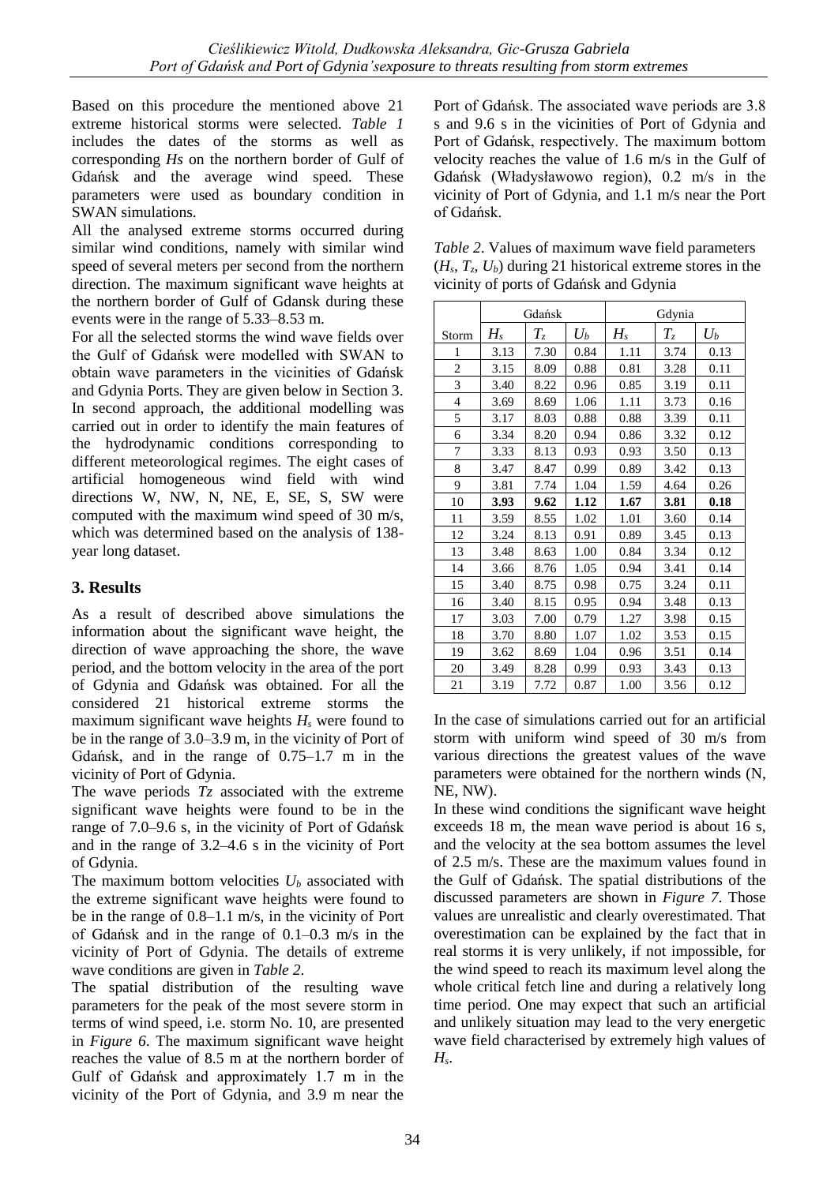Based on this procedure the mentioned above 21 extreme historical storms were selected. *Table 1* includes the dates of the storms as well as corresponding *Hs* on the northern border of Gulf of Gdańsk and the average wind speed. These parameters were used as boundary condition in SWAN simulations.

All the analysed extreme storms occurred during similar wind conditions, namely with similar wind speed of several meters per second from the northern direction. The maximum significant wave heights at the northern border of Gulf of Gdansk during these events were in the range of 5.33–8.53 m.

For all the selected storms the wind wave fields over the Gulf of Gdańsk were modelled with SWAN to obtain wave parameters in the vicinities of Gdańsk and Gdynia Ports. They are given below in Section 3. In second approach, the additional modelling was carried out in order to identify the main features of the hydrodynamic conditions corresponding to different meteorological regimes. The eight cases of artificial homogeneous wind field with wind directions W, NW, N, NE, E, SE, S, SW were computed with the maximum wind speed of 30 m/s, which was determined based on the analysis of 138-year long dataset.

## 3. Results

As a result of described above simulations the information about the significant wave height, the direction of wave approaching the shore, the wave period, and the bottom velocity in the area of the port of Gdynia and Gdańsk was obtained. For all the considered 21 historical extreme storms the maximum significant wave heights $H_s$ were found to be in the range of 3.0–3.9 m, in the vicinity of Port of Gdańsk, and in the range of 0.75–1.7 m in the vicinity of Port of Gdynia.

The wave periods *Tz* associated with the extreme significant wave heights were found to be in the range of 7.0–9.6 s, in the vicinity of Port of Gdańsk and in the range of 3.2–4.6 s in the vicinity of Port of Gdynia.

The maximum bottom velocities $U_b$ associated with the extreme significant wave heights were found to be in the range of 0.8–1.1 m/s, in the vicinity of Port of Gdańsk and in the range of 0.1–0.3 m/s in the vicinity of Port of Gdynia. The details of extreme wave conditions are given in *Table 2*.

The spatial distribution of the resulting wave parameters for the peak of the most severe storm in terms of wind speed, i.e. storm No. 10, are presented in *Figure 6*. The maximum significant wave height reaches the value of 8.5 m at the northern border of Gulf of Gdańsk and approximately 1.7 m in the vicinity of the Port of Gdynia, and 3.9 m near the Port of Gdańsk. The associated wave periods are 3.8 s and 9.6 s in the vicinities of Port of Gdynia and Port of Gdańsk, respectively. The maximum bottom velocity reaches the value of 1.6 m/s in the Gulf of Gdańsk (Władysławowo region), 0.2 m/s in the vicinity of Port of Gdynia, and 1.1 m/s near the Port of Gdańsk.

*Table 2*. Values of maximum wave field parameters ($H_s$, $T_z$, $U_b$) during 21 historical extreme stores in the vicinity of ports of Gdańsk and Gdynia

| | Gdańsk | | | Gdynia | | |
|---|---|---|---|---|---|---|
| Storm | $H_s$ | $T_z$ | $U_b$ | $H_s$ | $T_z$ | $U_b$ |
| 1 | 3.13 | 7.30 | 0.84 | 1.11 | 3.74 | 0.13 |
| 2 | 3.15 | 8.09 | 0.88 | 0.81 | 3.28 | 0.11 |
| 3 | 3.40 | 8.22 | 0.96 | 0.85 | 3.19 | 0.11 |
| 4 | 3.69 | 8.69 | 1.06 | 1.11 | 3.73 | 0.16 |
| 5 | 3.17 | 8.03 | 0.88 | 0.88 | 3.39 | 0.11 |
| 6 | 3.34 | 8.20 | 0.94 | 0.86 | 3.32 | 0.12 |
| 7 | 3.33 | 8.13 | 0.93 | 0.93 | 3.50 | 0.13 |
| 8 | 3.47 | 8.47 | 0.99 | 0.89 | 3.42 | 0.13 |
| 9 | 3.81 | 7.74 | 1.04 | 1.59 | 4.64 | 0.26 |
| **10** | **3.93** | **9.62** | **1.12** | **1.67** | **3.81** | **0.18** |
| 11 | 3.59 | 8.55 | 1.02 | 1.01 | 3.60 | 0.14 |
| 12 | 3.24 | 8.13 | 0.91 | 0.89 | 3.45 | 0.13 |
| 13 | 3.48 | 8.63 | 1.00 | 0.84 | 3.34 | 0.12 |
| 14 | 3.66 | 8.76 | 1.05 | 0.94 | 3.41 | 0.14 |
| 15 | 3.40 | 8.75 | 0.98 | 0.75 | 3.24 | 0.11 |
| 16 | 3.40 | 8.15 | 0.95 | 0.94 | 3.48 | 0.13 |
| 17 | 3.03 | 7.00 | 0.79 | 1.27 | 3.98 | 0.15 |
| 18 | 3.70 | 8.80 | 1.07 | 1.02 | 3.53 | 0.15 |
| 19 | 3.62 | 8.69 | 1.04 | 0.96 | 3.51 | 0.14 |
| 20 | 3.49 | 8.28 | 0.99 | 0.93 | 3.43 | 0.13 |
| 21 | 3.19 | 7.72 | 0.87 | 1.00 | 3.56 | 0.12 |

In the case of simulations carried out for an artificial storm with uniform wind speed of 30 m/s from various directions the greatest values of the wave parameters were obtained for the northern winds (N, NE, NW).

In these wind conditions the significant wave height exceeds 18 m, the mean wave period is about 16 s, and the velocity at the sea bottom assumes the level of 2.5 m/s. These are the maximum values found in the Gulf of Gdańsk. The spatial distributions of the discussed parameters are shown in *Figure 7*. Those values are unrealistic and clearly overestimated. That overestimation can be explained by the fact that in real storms it is very unlikely, if not impossible, for the wind speed to reach its maximum level along the whole critical fetch line and during a relatively long time period. One may expect that such an artificial and unlikely situation may lead to the very energetic wave field characterised by extremely high values of $H_s$.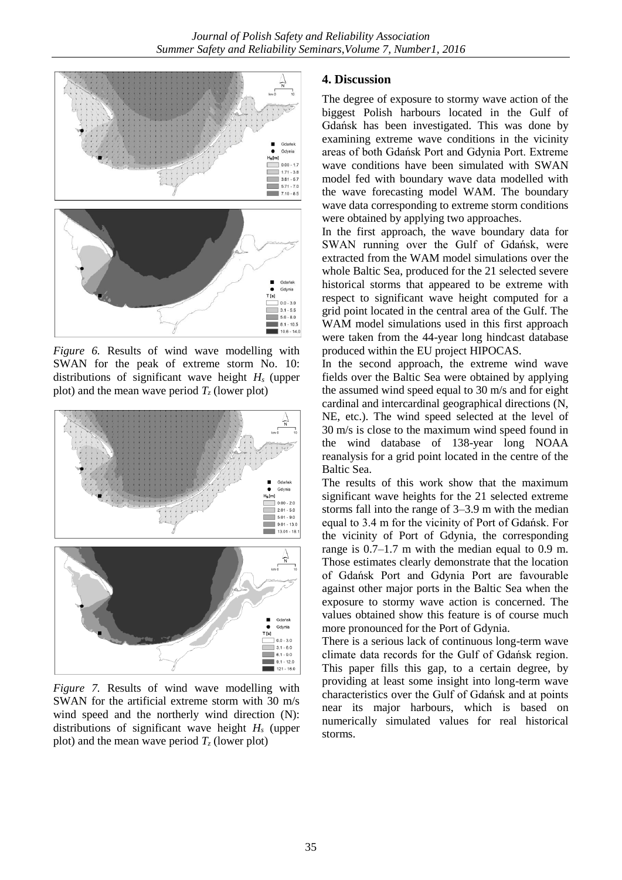*Figure 6.* Results of wind wave modelling with SWAN for the peak of extreme storm No. 10: distributions of significant wave height $H_s$ (upper plot) and the mean wave period $T_z$ (lower plot)

*Figure 7.* Results of wind wave modelling with SWAN for the artificial extreme storm with 30 m/s wind speed and the northerly wind direction (N): distributions of significant wave height $H_s$ (upper plot) and the mean wave period $T_z$ (lower plot)

## 4. Discussion

The degree of exposure to stormy wave action of the biggest Polish harbours located in the Gulf of Gdańsk has been investigated. This was done by examining extreme wave conditions in the vicinity areas of both Gdańsk Port and Gdynia Port. Extreme wave conditions have been simulated with SWAN model fed with boundary wave data modelled with the wave forecasting model WAM. The boundary wave data corresponding to extreme storm conditions were obtained by applying two approaches.

In the first approach, the wave boundary data for SWAN running over the Gulf of Gdańsk, were extracted from the WAM model simulations over the whole Baltic Sea, produced for the 21 selected severe historical storms that appeared to be extreme with respect to significant wave height computed for a grid point located in the central area of the Gulf. The WAM model simulations used in this first approach were taken from the 44-year long hindcast database produced within the EU project HIPOCAS.

In the second approach, the extreme wind wave fields over the Baltic Sea were obtained by applying the assumed wind speed equal to 30 m/s and for eight cardinal and intercardinal geographical directions (N, NE, etc.). The wind speed selected at the level of 30 m/s is close to the maximum wind speed found in the wind database of 138-year long NOAA reanalysis for a grid point located in the centre of the Baltic Sea.

The results of this work show that the maximum significant wave heights for the 21 selected extreme storms fall into the range of 3–3.9 m with the median equal to 3.4 m for the vicinity of Port of Gdańsk. For the vicinity of Port of Gdynia, the corresponding range is 0.7–1.7 m with the median equal to 0.9 m. Those estimates clearly demonstrate that the location of Gdańsk Port and Gdynia Port are favourable against other major ports in the Baltic Sea when the exposure to stormy wave action is concerned. The values obtained show this feature is of course much more pronounced for the Port of Gdynia.

There is a serious lack of continuous long-term wave climate data records for the Gulf of Gdańsk region. This paper fills this gap, to a certain degree, by providing at least some insight into long-term wave characteristics over the Gulf of Gdańsk and at points near its major harbours, which is based on numerically simulated values for real historical storms.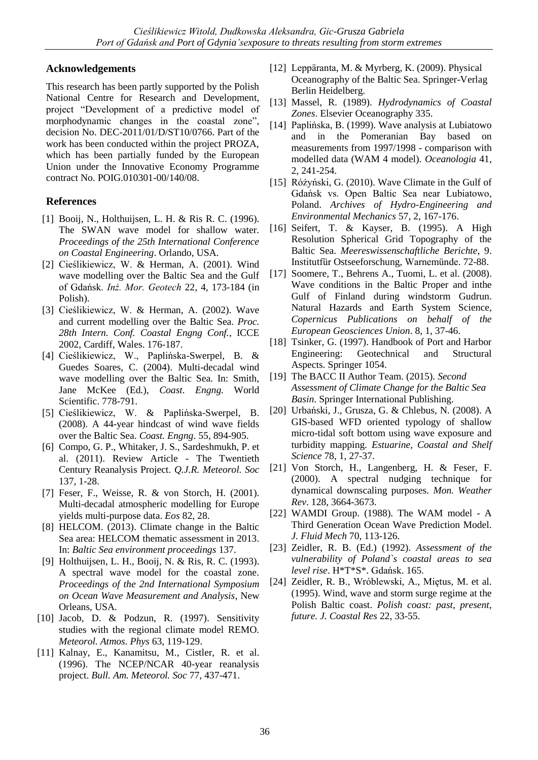## Acknowledgements

This research has been partly supported by the Polish National Centre for Research and Development, project "Development of a predictive model of morphodynamic changes in the coastal zone", decision No. DEC-2011/01/D/ST10/0766. Part of the work has been conducted within the project PROZA, which has been partially funded by the European Union under the Innovative Economy Programme contract No. POIG.010301-00/140/08.

## References

[1] Booij, N., Holthuijsen, L. H. & Ris R. C. (1996). The SWAN wave model for shallow water. *Proceedings of the 25th International Conference on Coastal Engineering*. Orlando, USA.

[2] Cieślikiewicz, W. & Herman, A. (2001). Wind wave modelling over the Baltic Sea and the Gulf of Gdańsk. *Inż. Mor. Geotech* 22, 4, 173-184 (in Polish).

[3] Cieślikiewicz, W. & Herman, A. (2002). Wave and current modelling over the Baltic Sea. *Proc. 28th Intern. Conf. Coastal Engng Conf.*, ICCE 2002, Cardiff, Wales. 176-187.

[4] Cieślikiewicz, W., Paplińska-Swerpel, B. & Guedes Soares, C. (2004). Multi-decadal wind wave modelling over the Baltic Sea. In: Smith, Jane McKee (Ed.), *Coast. Engng.* World Scientific. 778-791.

[5] Cieślikiewicz, W. & Paplińska-Swerpel, B. (2008). A 44-year hindcast of wind wave fields over the Baltic Sea. *Coast. Engng*. 55, 894-905.

[6] Compo, G. P., Whitaker, J. S., Sardeshmukh, P. et al. (2011). Review Article - The Twentieth Century Reanalysis Project. *Q.J.R. Meteorol. Soc* 137, 1-28.

[7] Feser, F., Weisse, R. & von Storch, H. (2001). Multi-decadal atmospheric modelling for Europe yields multi-purpose data. *Eos* 82, 28.

[8] HELCOM. (2013). Climate change in the Baltic Sea area: HELCOM thematic assessment in 2013. In: *Baltic Sea environment proceedings* 137.

[9] Holthuijsen, L. H., Booij, N. & Ris, R. C. (1993). A spectral wave model for the coastal zone. *Proceedings of the 2nd International Symposium on Ocean Wave Measurement and Analysis*, New Orleans, USA.

[10] Jacob, D. & Podzun, R. (1997). Sensitivity studies with the regional climate model REMO. *Meteorol. Atmos. Phys* 63, 119-129.

[11] Kalnay, E., Kanamitsu, M., Cistler, R. et al. (1996). The NCEP/NCAR 40-year reanalysis project. *Bull. Am. Meteorol. Soc* 77, 437-471.

[12] Leppäranta, M. & Myrberg, K. (2009). Physical Oceanography of the Baltic Sea. Springer-Verlag Berlin Heidelberg.

[13] Massel, R. (1989). *Hydrodynamics of Coastal Zones*. Elsevier Oceanography 335.

[14] Paplińska, B. (1999). Wave analysis at Lubiatowo and in the Pomeranian Bay based on measurements from 1997/1998 - comparison with modelled data (WAM 4 model). *Oceanologia* 41, 2, 241-254.

[15] Różyński, G. (2010). Wave Climate in the Gulf of Gdańsk vs. Open Baltic Sea near Lubiatowo, Poland. *Archives of Hydro-Engineering and Environmental Mechanics* 57, 2, 167-176.

[16] Seifert, T. & Kayser, B. (1995). A High Resolution Spherical Grid Topography of the Baltic Sea. *Meereswissenschaftliche Berichte*, 9. Institutfür Ostseeforschung, Warnemünde. 72-88.

[17] Soomere, T., Behrens A., Tuomi, L. et al. (2008). Wave conditions in the Baltic Proper and inthe Gulf of Finland during windstorm Gudrun. Natural Hazards and Earth System Science, *Copernicus Publications on behalf of the European Geosciences Union*. 8, 1, 37-46.

[18] Tsinker, G. (1997). Handbook of Port and Harbor Engineering: Geotechnical and Structural Aspects. Springer 1054.

[19] The BACC II Author Team. (2015). *Second Assessment of Climate Change for the Baltic Sea Basin*. Springer International Publishing.

[20] Urbański, J., Grusza, G. & Chlebus, N. (2008). A GIS-based WFD oriented typology of shallow micro-tidal soft bottom using wave exposure and turbidity mapping. *Estuarine, Coastal and Shelf Science* 78, 1, 27-37.

[21] Von Storch, H., Langenberg, H. & Feser, F. (2000). A spectral nudging technique for dynamical downscaling purposes. *Mon. Weather Rev*. 128, 3664-3673.

[22] WAMDI Group. (1988). The WAM model - A Third Generation Ocean Wave Prediction Model. *J. Fluid Mech* 70, 113-126.

[23] Zeidler, R. B. (Ed.) (1992). *Assessment of the vulnerability of Poland`s coastal areas to sea level rise*. H*T*S*. Gdańsk. 165.

[24] Zeidler, R. B., Wróblewski, A., Miętus, M. et al. (1995). Wind, wave and storm surge regime at the Polish Baltic coast. *Polish coast: past, present, future. J. Coastal Res* 22, 33-55.